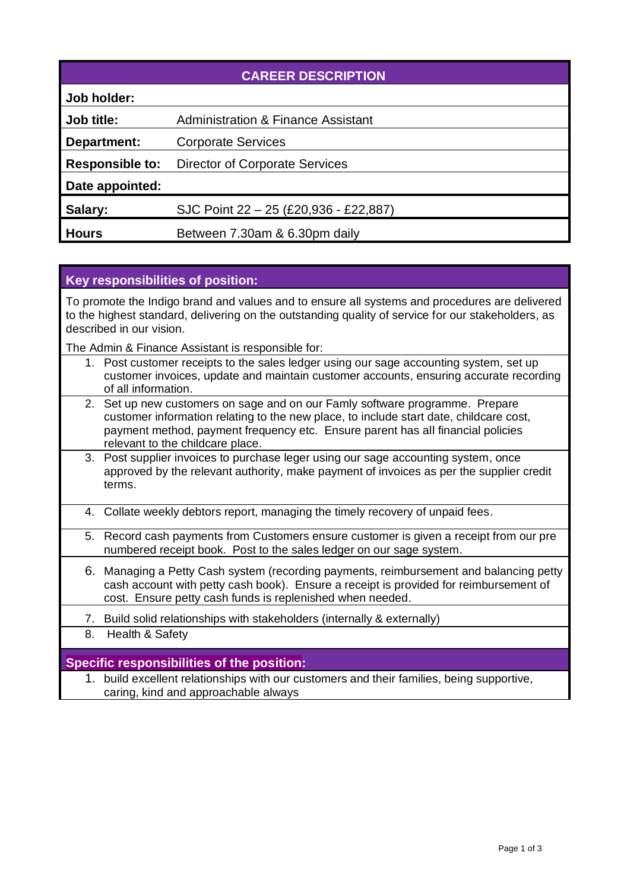| CAREER DESCRIPTION | |
|---|---|
| **Job holder:** | |
| **Job title:** | Administration & Finance Assistant |
| **Department:** | Corporate Services |
| **Responsible to:** | Director of Corporate Services |
| **Date appointed:** | |
| **Salary:** | SJC Point 22 – 25 (£20,936 - £22,887) |
| **Hours** | Between 7.30am & 6.30pm daily |

## Key responsibilities of position:

To promote the Indigo brand and values and to ensure all systems and procedures are delivered to the highest standard, delivering on the outstanding quality of service for our stakeholders, as described in our vision.

The Admin & Finance Assistant is responsible for:

1. Post customer receipts to the sales ledger using our sage accounting system, set up customer invoices, update and maintain customer accounts, ensuring accurate recording of all information.
2. Set up new customers on sage and on our Famly software programme. Prepare customer information relating to the new place, to include start date, childcare cost, payment method, payment frequency etc. Ensure parent has all financial policies relevant to the childcare place.
3. Post supplier invoices to purchase leger using our sage accounting system, once approved by the relevant authority, make payment of invoices as per the supplier credit terms.
4. Collate weekly debtors report, managing the timely recovery of unpaid fees.
5. Record cash payments from Customers ensure customer is given a receipt from our pre numbered receipt book. Post to the sales ledger on our sage system.
6. Managing a Petty Cash system (recording payments, reimbursement and balancing petty cash account with petty cash book). Ensure a receipt is provided for reimbursement of cost. Ensure petty cash funds is replenished when needed.
7. Build solid relationships with stakeholders (internally & externally)
8. Health & Safety

## Specific responsibilities of the position:

1. build excellent relationships with our customers and their families, being supportive, caring, kind and approachable always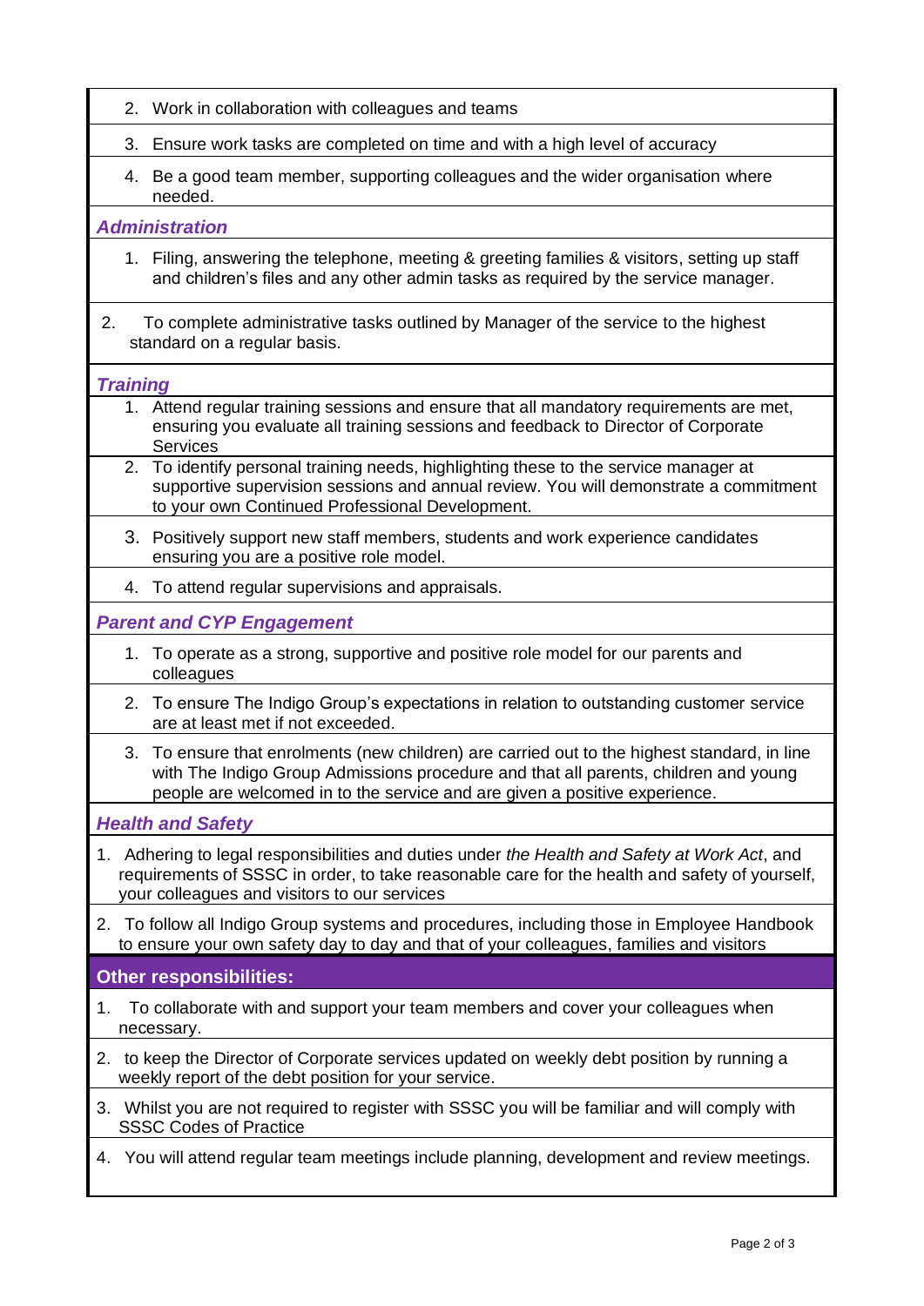2. Work in collaboration with colleagues and teams
3. Ensure work tasks are completed on time and with a high level of accuracy
4. Be a good team member, supporting colleagues and the wider organisation where needed.

***Administration***

1. Filing, answering the telephone, meeting & greeting families & visitors, setting up staff and children's files and any other admin tasks as required by the service manager.
2. To complete administrative tasks outlined by Manager of the service to the highest standard on a regular basis.

***Training***

1. Attend regular training sessions and ensure that all mandatory requirements are met, ensuring you evaluate all training sessions and feedback to Director of Corporate Services
2. To identify personal training needs, highlighting these to the service manager at supportive supervision sessions and annual review. You will demonstrate a commitment to your own Continued Professional Development.
3. Positively support new staff members, students and work experience candidates ensuring you are a positive role model.
4. To attend regular supervisions and appraisals.

***Parent and CYP Engagement***

1. To operate as a strong, supportive and positive role model for our parents and colleagues
2. To ensure The Indigo Group's expectations in relation to outstanding customer service are at least met if not exceeded.
3. To ensure that enrolments (new children) are carried out to the highest standard, in line with The Indigo Group Admissions procedure and that all parents, children and young people are welcomed in to the service and are given a positive experience.

***Health and Safety***

1. Adhering to legal responsibilities and duties under *the Health and Safety at Work Act*, and requirements of SSSC in order, to take reasonable care for the health and safety of yourself, your colleagues and visitors to our services
2. To follow all Indigo Group systems and procedures, including those in Employee Handbook to ensure your own safety day to day and that of your colleagues, families and visitors

**Other responsibilities:**

1. To collaborate with and support your team members and cover your colleagues when necessary.
2. to keep the Director of Corporate services updated on weekly debt position by running a weekly report of the debt position for your service.
3. Whilst you are not required to register with SSSC you will be familiar and will comply with SSSC Codes of Practice
4. You will attend regular team meetings include planning, development and review meetings.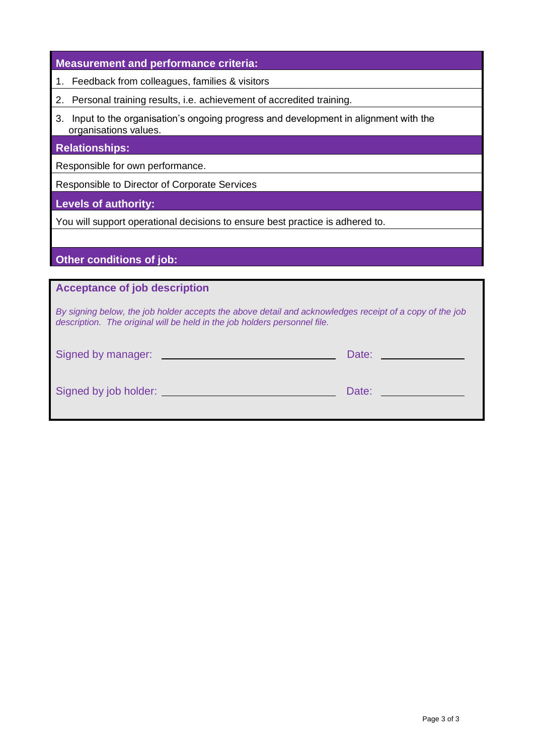## Measurement and performance criteria:

1. Feedback from colleagues, families & visitors
2. Personal training results, i.e. achievement of accredited training.
3. Input to the organisation's ongoing progress and development in alignment with the organisations values.

## Relationships:

Responsible for own performance.

Responsible to Director of Corporate Services

## Levels of authority:

You will support operational decisions to ensure best practice is adhered to.

## Other conditions of job:

## Acceptance of job description

*By signing below, the job holder accepts the above detail and acknowledges receipt of a copy of the job description. The original will be held in the job holders personnel file.*

Signed by manager: ______________________________ Date: ______________

Signed by job holder: ______________________________ Date: ______________